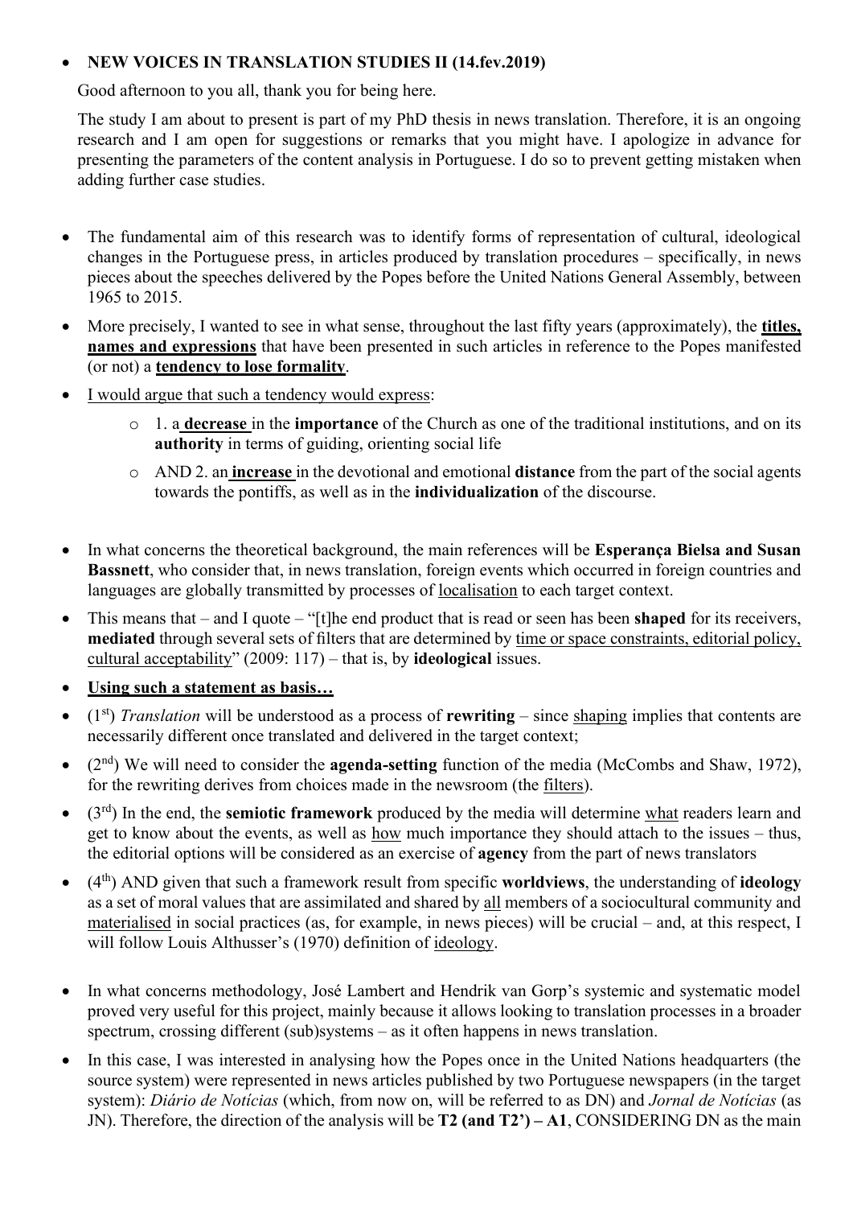- **NEW VOICES IN TRANSLATION STUDIES II (14.fev.2019)**

  Good afternoon to you all, thank you for being here.

  The study I am about to present is part of my PhD thesis in news translation. Therefore, it is an ongoing research and I am open for suggestions or remarks that you might have. I apologize in advance for presenting the parameters of the content analysis in Portuguese. I do so to prevent getting mistaken when adding further case studies.

- The fundamental aim of this research was to identify forms of representation of cultural, ideological changes in the Portuguese press, in articles produced by translation procedures – specifically, in news pieces about the speeches delivered by the Popes before the United Nations General Assembly, between 1965 to 2015.
- More precisely, I wanted to see in what sense, throughout the last fifty years (approximately), the <u>**titles, names and expressions**</u> that have been presented in such articles in reference to the Popes manifested (or not) a <u>**tendency to lose formality**</u>.
- <u>I would argue that such a tendency would express</u>:
  - 1. a <u>**decrease**</u> in the **importance** of the Church as one of the traditional institutions, and on its **authority** in terms of guiding, orienting social life
  - AND 2. an <u>**increase**</u> in the devotional and emotional **distance** from the part of the social agents towards the pontiffs, as well as in the **individualization** of the discourse.

- In what concerns the theoretical background, the main references will be **Esperança Bielsa and Susan Bassnett**, who consider that, in news translation, foreign events which occurred in foreign countries and languages are globally transmitted by processes of <u>localisation</u> to each target context.
- This means that – and I quote – "[t]he end product that is read or seen has been **shaped** for its receivers, **mediated** through several sets of filters that are determined by <u>time or space constraints, editorial policy, cultural acceptability</u>" (2009: 117) – that is, by **ideological** issues.
- <u>**Using such a statement as basis…**</u>
- (1st) *Translation* will be understood as a process of **rewriting** – since <u>shaping</u> implies that contents are necessarily different once translated and delivered in the target context;
- (2nd) We will need to consider the **agenda-setting** function of the media (McCombs and Shaw, 1972), for the rewriting derives from choices made in the newsroom (the <u>filters</u>).
- (3rd) In the end, the **semiotic framework** produced by the media will determine <u>what</u> readers learn and get to know about the events, as well as <u>how</u> much importance they should attach to the issues – thus, the editorial options will be considered as an exercise of **agency** from the part of news translators
- (4th) AND given that such a framework result from specific **worldviews**, the understanding of **ideology** as a set of moral values that are assimilated and shared by <u>all</u> members of a sociocultural community and <u>materialised</u> in social practices (as, for example, in news pieces) will be crucial – and, at this respect, I will follow Louis Althusser's (1970) definition of <u>ideology</u>.

- In what concerns methodology, José Lambert and Hendrik van Gorp's systemic and systematic model proved very useful for this project, mainly because it allows looking to translation processes in a broader spectrum, crossing different (sub)systems – as it often happens in news translation.
- In this case, I was interested in analysing how the Popes once in the United Nations headquarters (the source system) were represented in news articles published by two Portuguese newspapers (in the target system): *Diário de Notícias* (which, from now on, will be referred to as DN) and *Jornal de Notícias* (as JN). Therefore, the direction of the analysis will be **T2 (and T2') – A1**, CONSIDERING DN as the main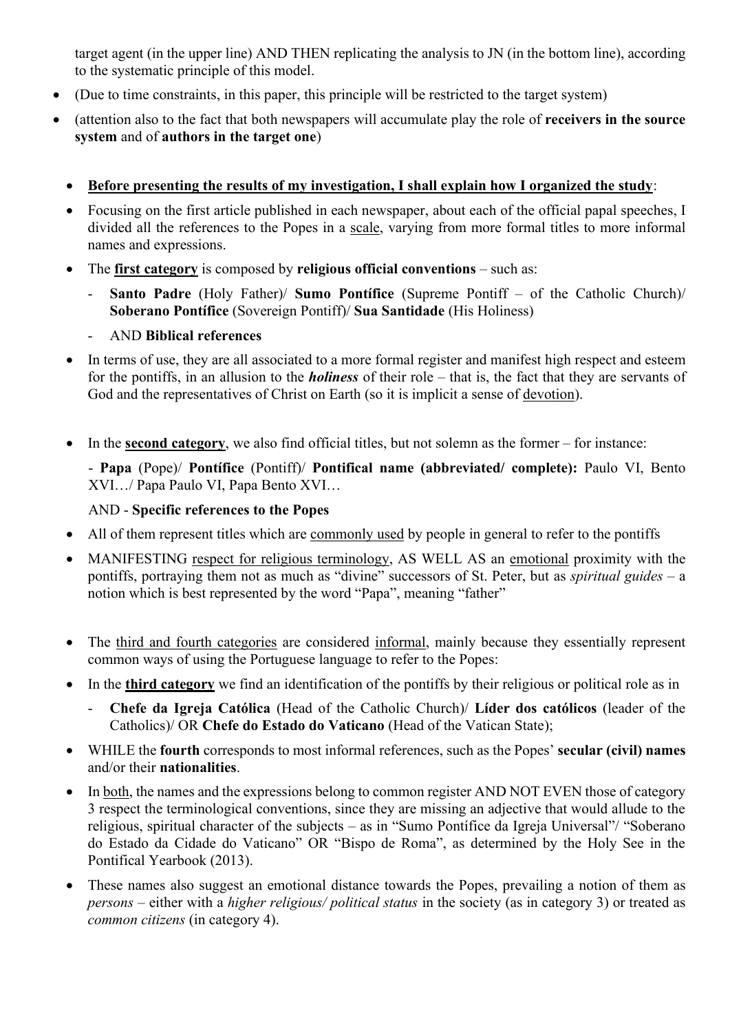target agent (in the upper line) AND THEN replicating the analysis to JN (in the bottom line), according to the systematic principle of this model.

- (Due to time constraints, in this paper, this principle will be restricted to the target system)
- (attention also to the fact that both newspapers will accumulate play the role of **receivers in the source system** and of **authors in the target one**)

- **Before presenting the results of my investigation, I shall explain how I organized the study**:
- Focusing on the first article published in each newspaper, about each of the official papal speeches, I divided all the references to the Popes in a scale, varying from more formal titles to more informal names and expressions.
- The **first category** is composed by **religious official conventions** – such as:
  - **Santo Padre** (Holy Father)/ **Sumo Pontífice** (Supreme Pontiff – of the Catholic Church)/ **Soberano Pontífice** (Sovereign Pontiff)/ **Sua Santidade** (His Holiness)
  - AND **Biblical references**
- In terms of use, they are all associated to a more formal register and manifest high respect and esteem for the pontiffs, in an allusion to the ***holiness*** of their role – that is, the fact that they are servants of God and the representatives of Christ on Earth (so it is implicit a sense of devotion).

- In the **second category**, we also find official titles, but not solemn as the former – for instance:

  - **Papa** (Pope)/ **Pontífice** (Pontiff)/ **Pontifical name (abbreviated/ complete):** Paulo VI, Bento XVI…/ Papa Paulo VI, Papa Bento XVI…

  AND - **Specific references to the Popes**
- All of them represent titles which are commonly used by people in general to refer to the pontiffs
- MANIFESTING respect for religious terminology, AS WELL AS an emotional proximity with the pontiffs, portraying them not as much as "divine" successors of St. Peter, but as *spiritual guides* – a notion which is best represented by the word "Papa", meaning "father"

- The third and fourth categories are considered informal, mainly because they essentially represent common ways of using the Portuguese language to refer to the Popes:
- In the **third category** we find an identification of the pontiffs by their religious or political role as in
  - **Chefe da Igreja Católica** (Head of the Catholic Church)/ **Líder dos católicos** (leader of the Catholics)/ OR **Chefe do Estado do Vaticano** (Head of the Vatican State);
- WHILE the **fourth** corresponds to most informal references, such as the Popes' **secular (civil) names** and/or their **nationalities**.
- In both, the names and the expressions belong to common register AND NOT EVEN those of category 3 respect the terminological conventions, since they are missing an adjective that would allude to the religious, spiritual character of the subjects – as in "Sumo Pontífice da Igreja Universal"/ "Soberano do Estado da Cidade do Vaticano" OR "Bispo de Roma", as determined by the Holy See in the Pontifical Yearbook (2013).
- These names also suggest an emotional distance towards the Popes, prevailing a notion of them as *persons* – either with a *higher religious/ political status* in the society (as in category 3) or treated as *common citizens* (in category 4).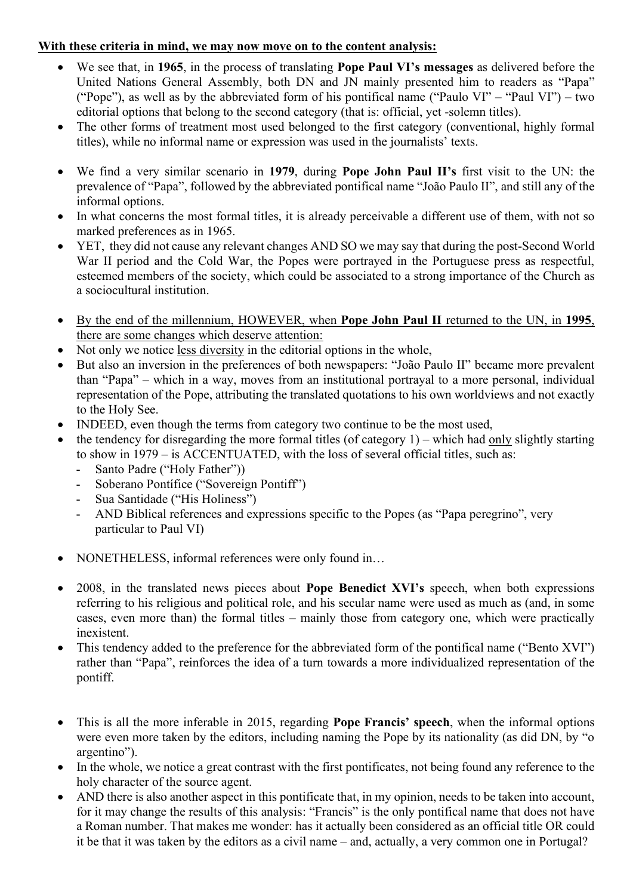**<u>With these criteria in mind, we may now move on to the content analysis:</u>**

- We see that, in **1965**, in the process of translating **Pope Paul VI's messages** as delivered before the United Nations General Assembly, both DN and JN mainly presented him to readers as "Papa" ("Pope"), as well as by the abbreviated form of his pontifical name ("Paulo VI" – "Paul VI") – two editorial options that belong to the second category (that is: official, yet -solemn titles).
- The other forms of treatment most used belonged to the first category (conventional, highly formal titles), while no informal name or expression was used in the journalists' texts.

- We find a very similar scenario in **1979**, during **Pope John Paul II's** first visit to the UN: the prevalence of "Papa", followed by the abbreviated pontifical name "João Paulo II", and still any of the informal options.
- In what concerns the most formal titles, it is already perceivable a different use of them, with not so marked preferences as in 1965.
- YET, they did not cause any relevant changes AND SO we may say that during the post-Second World War II period and the Cold War, the Popes were portrayed in the Portuguese press as respectful, esteemed members of the society, which could be associated to a strong importance of the Church as a sociocultural institution.

- <u>By the end of the millennium, HOWEVER, when **Pope John Paul II** returned to the UN, in **1995**, there are some changes which deserve attention:</u>
- Not only we notice <u>less diversity</u> in the editorial options in the whole,
- But also an inversion in the preferences of both newspapers: "João Paulo II" became more prevalent than "Papa" – which in a way, moves from an institutional portrayal to a more personal, individual representation of the Pope, attributing the translated quotations to his own worldviews and not exactly to the Holy See.
- INDEED, even though the terms from category two continue to be the most used,
- the tendency for disregarding the more formal titles (of category 1) – which had <u>only</u> slightly starting to show in 1979 – is ACCENTUATED, with the loss of several official titles, such as:
  - Santo Padre ("Holy Father"))
  - Soberano Pontífice ("Sovereign Pontiff")
  - Sua Santidade ("His Holiness")
  - AND Biblical references and expressions specific to the Popes (as "Papa peregrino", very particular to Paul VI)

- NONETHELESS, informal references were only found in…

- 2008, in the translated news pieces about **Pope Benedict XVI's** speech, when both expressions referring to his religious and political role, and his secular name were used as much as (and, in some cases, even more than) the formal titles – mainly those from category one, which were practically inexistent.
- This tendency added to the preference for the abbreviated form of the pontifical name ("Bento XVI") rather than "Papa", reinforces the idea of a turn towards a more individualized representation of the pontiff.

- This is all the more inferable in 2015, regarding **Pope Francis' speech**, when the informal options were even more taken by the editors, including naming the Pope by its nationality (as did DN, by "o argentino").
- In the whole, we notice a great contrast with the first pontificates, not being found any reference to the holy character of the source agent.
- AND there is also another aspect in this pontificate that, in my opinion, needs to be taken into account, for it may change the results of this analysis: "Francis" is the only pontifical name that does not have a Roman number. That makes me wonder: has it actually been considered as an official title OR could it be that it was taken by the editors as a civil name – and, actually, a very common one in Portugal?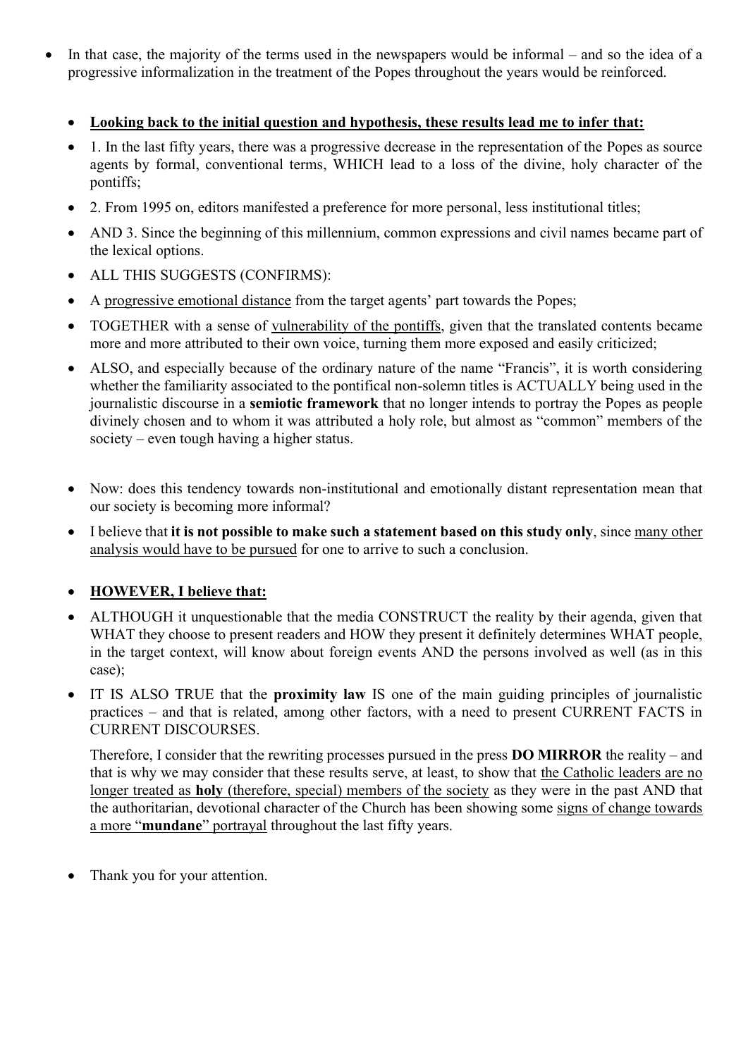- In that case, the majority of the terms used in the newspapers would be informal – and so the idea of a progressive informalization in the treatment of the Popes throughout the years would be reinforced.

- **Looking back to the initial question and hypothesis, these results lead me to infer that:**
- 1. In the last fifty years, there was a progressive decrease in the representation of the Popes as source agents by formal, conventional terms, WHICH lead to a loss of the divine, holy character of the pontiffs;
- 2. From 1995 on, editors manifested a preference for more personal, less institutional titles;
- AND 3. Since the beginning of this millennium, common expressions and civil names became part of the lexical options.
- ALL THIS SUGGESTS (CONFIRMS):
- A progressive emotional distance from the target agents' part towards the Popes;
- TOGETHER with a sense of vulnerability of the pontiffs, given that the translated contents became more and more attributed to their own voice, turning them more exposed and easily criticized;
- ALSO, and especially because of the ordinary nature of the name "Francis", it is worth considering whether the familiarity associated to the pontifical non-solemn titles is ACTUALLY being used in the journalistic discourse in a **semiotic framework** that no longer intends to portray the Popes as people divinely chosen and to whom it was attributed a holy role, but almost as "common" members of the society – even tough having a higher status.

- Now: does this tendency towards non-institutional and emotionally distant representation mean that our society is becoming more informal?
- I believe that **it is not possible to make such a statement based on this study only**, since many other analysis would have to be pursued for one to arrive to such a conclusion.

- **HOWEVER, I believe that:**
- ALTHOUGH it unquestionable that the media CONSTRUCT the reality by their agenda, given that WHAT they choose to present readers and HOW they present it definitely determines WHAT people, in the target context, will know about foreign events AND the persons involved as well (as in this case);
- IT IS ALSO TRUE that the **proximity law** IS one of the main guiding principles of journalistic practices – and that is related, among other factors, with a need to present CURRENT FACTS in CURRENT DISCOURSES.

  Therefore, I consider that the rewriting processes pursued in the press **DO MIRROR** the reality – and that is why we may consider that these results serve, at least, to show that the Catholic leaders are no longer treated as **holy** (therefore, special) members of the society as they were in the past AND that the authoritarian, devotional character of the Church has been showing some signs of change towards a more "**mundane**" portrayal throughout the last fifty years.

- Thank you for your attention.